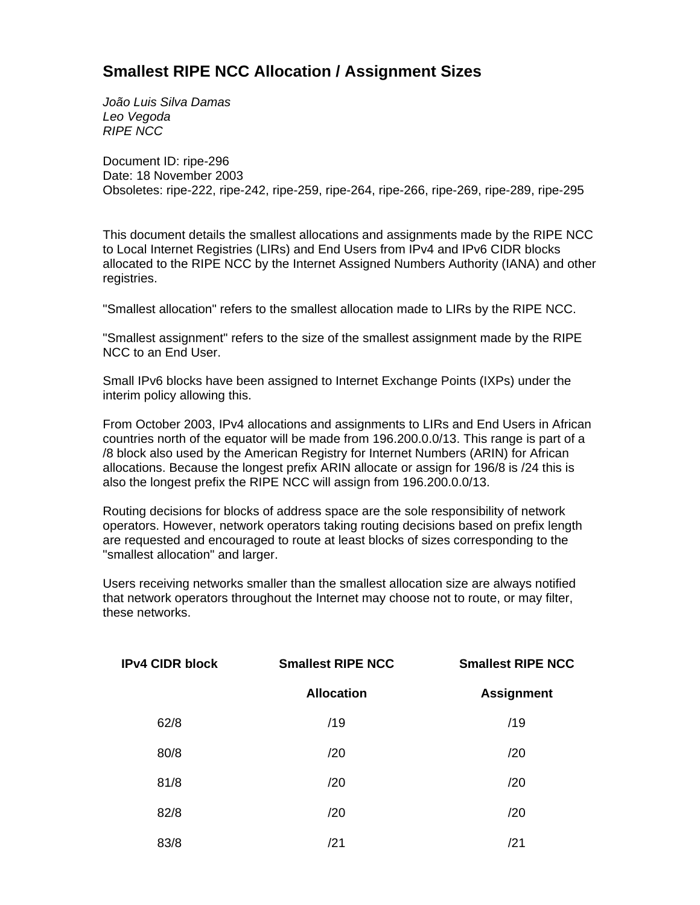# Smallest RIPE NCC Allocation / Assignment Sizes

*João Luis Silva Damas*
*Leo Vegoda*
*RIPE NCC*

Document ID: ripe-296
Date: 18 November 2003
Obsoletes: ripe-222, ripe-242, ripe-259, ripe-264, ripe-266, ripe-269, ripe-289, ripe-295

This document details the smallest allocations and assignments made by the RIPE NCC to Local Internet Registries (LIRs) and End Users from IPv4 and IPv6 CIDR blocks allocated to the RIPE NCC by the Internet Assigned Numbers Authority (IANA) and other registries.

"Smallest allocation" refers to the smallest allocation made to LIRs by the RIPE NCC.

"Smallest assignment" refers to the size of the smallest assignment made by the RIPE NCC to an End User.

Small IPv6 blocks have been assigned to Internet Exchange Points (IXPs) under the interim policy allowing this.

From October 2003, IPv4 allocations and assignments to LIRs and End Users in African countries north of the equator will be made from 196.200.0.0/13. This range is part of a /8 block also used by the American Registry for Internet Numbers (ARIN) for African allocations. Because the longest prefix ARIN allocate or assign for 196/8 is /24 this is also the longest prefix the RIPE NCC will assign from 196.200.0.0/13.

Routing decisions for blocks of address space are the sole responsibility of network operators. However, network operators taking routing decisions based on prefix length are requested and encouraged to route at least blocks of sizes corresponding to the "smallest allocation" and larger.

Users receiving networks smaller than the smallest allocation size are always notified that network operators throughout the Internet may choose not to route, or may filter, these networks.

| IPv4 CIDR block | Smallest RIPE NCC Allocation | Smallest RIPE NCC Assignment |
|---|---|---|
| 62/8 | /19 | /19 |
| 80/8 | /20 | /20 |
| 81/8 | /20 | /20 |
| 82/8 | /20 | /20 |
| 83/8 | /21 | /21 |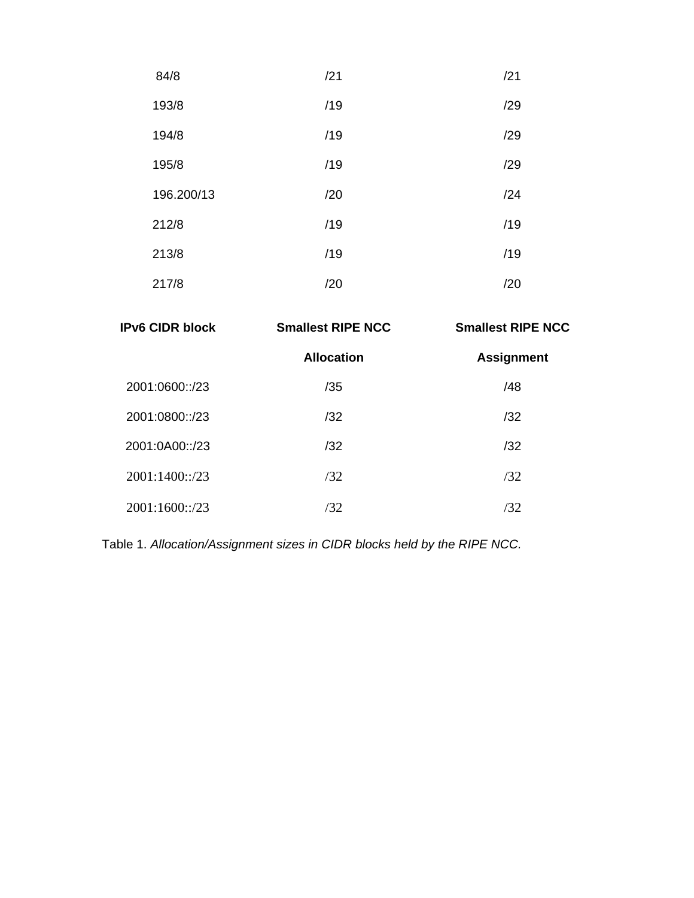| | | |
|---|---|---|
| 84/8 | /21 | /21 |
| 193/8 | /19 | /29 |
| 194/8 | /19 | /29 |
| 195/8 | /19 | /29 |
| 196.200/13 | /20 | /24 |
| 212/8 | /19 | /19 |
| 213/8 | /19 | /19 |
| 217/8 | /20 | /20 |

| **IPv6 CIDR block** | **Smallest RIPE NCC Allocation** | **Smallest RIPE NCC Assignment** |
|---|---|---|
| 2001:0600::/23 | /35 | /48 |
| 2001:0800::/23 | /32 | /32 |
| 2001:0A00::/23 | /32 | /32 |
| 2001:1400::/23 | /32 | /32 |
| 2001:1600::/23 | /32 | /32 |

Table 1. *Allocation/Assignment sizes in CIDR blocks held by the RIPE NCC.*